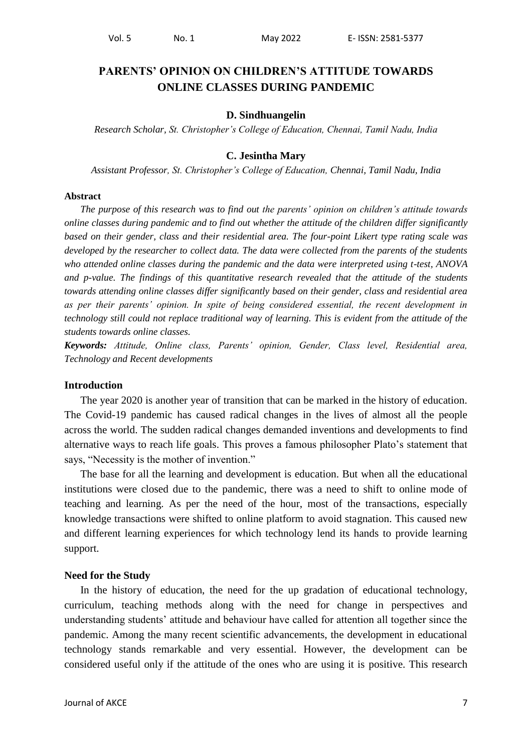# PARENTS' OPINION ON CHILDREN'S ATTITUDE TOWARDS ONLINE CLASSES DURING PANDEMIC

**D. Sindhuangelin**

*Research Scholar, St. Christopher's College of Education, Chennai, Tamil Nadu, India*

**C. Jesintha Mary**

*Assistant Professor, St. Christopher's College of Education, Chennai, Tamil Nadu, India*

## Abstract

*The purpose of this research was to find out the parents' opinion on children's attitude towards online classes during pandemic and to find out whether the attitude of the children differ significantly based on their gender, class and their residential area. The four-point Likert type rating scale was developed by the researcher to collect data. The data were collected from the parents of the students who attended online classes during the pandemic and the data were interpreted using t-test, ANOVA and p-value. The findings of this quantitative research revealed that the attitude of the students towards attending online classes differ significantly based on their gender, class and residential area as per their parents' opinion. In spite of being considered essential, the recent development in technology still could not replace traditional way of learning. This is evident from the attitude of the students towards online classes.*

***Keywords:*** *Attitude, Online class, Parents' opinion, Gender, Class level, Residential area, Technology and Recent developments*

## Introduction

The year 2020 is another year of transition that can be marked in the history of education. The Covid-19 pandemic has caused radical changes in the lives of almost all the people across the world. The sudden radical changes demanded inventions and developments to find alternative ways to reach life goals. This proves a famous philosopher Plato's statement that says, "Necessity is the mother of invention."

The base for all the learning and development is education. But when all the educational institutions were closed due to the pandemic, there was a need to shift to online mode of teaching and learning. As per the need of the hour, most of the transactions, especially knowledge transactions were shifted to online platform to avoid stagnation. This caused new and different learning experiences for which technology lend its hands to provide learning support.

## Need for the Study

In the history of education, the need for the up gradation of educational technology, curriculum, teaching methods along with the need for change in perspectives and understanding students' attitude and behaviour have called for attention all together since the pandemic. Among the many recent scientific advancements, the development in educational technology stands remarkable and very essential. However, the development can be considered useful only if the attitude of the ones who are using it is positive. This research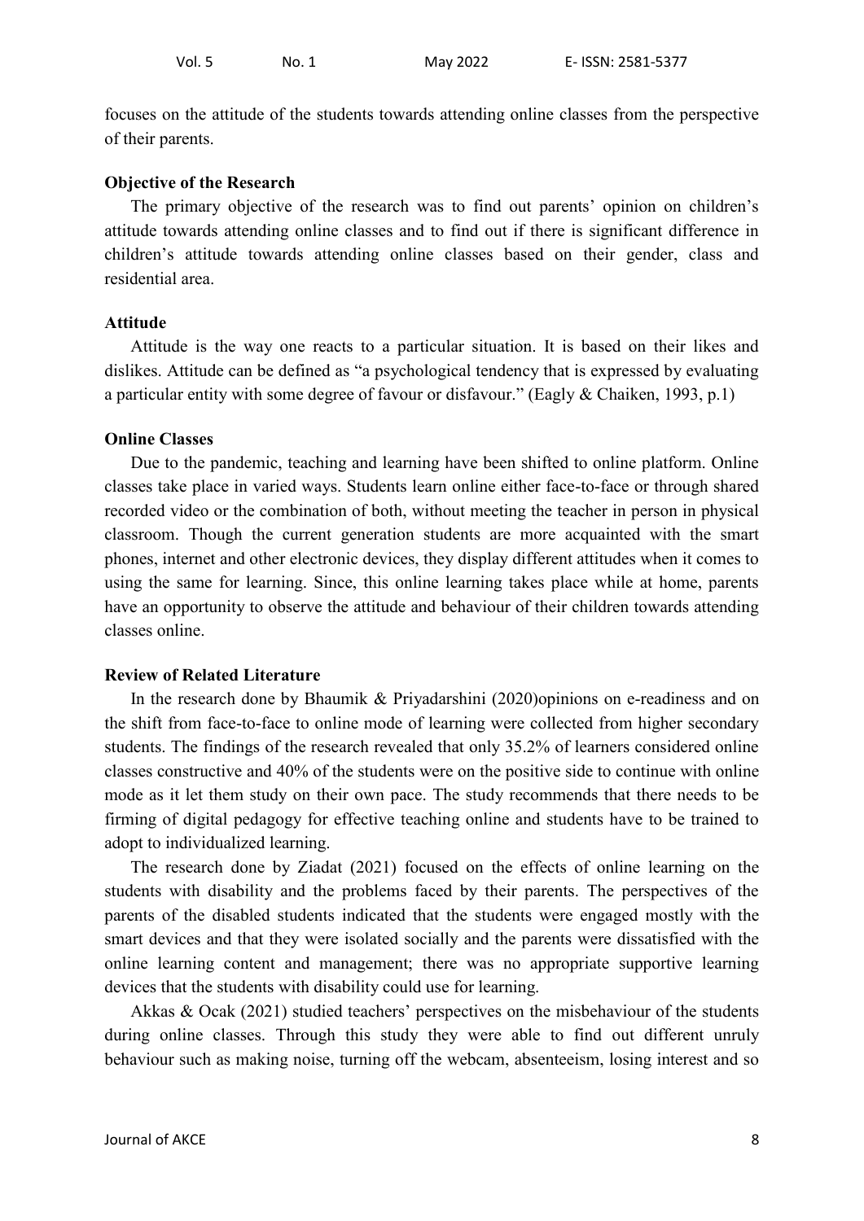focuses on the attitude of the students towards attending online classes from the perspective of their parents.

### Objective of the Research

The primary objective of the research was to find out parents' opinion on children's attitude towards attending online classes and to find out if there is significant difference in children's attitude towards attending online classes based on their gender, class and residential area.

### Attitude

Attitude is the way one reacts to a particular situation. It is based on their likes and dislikes. Attitude can be defined as "a psychological tendency that is expressed by evaluating a particular entity with some degree of favour or disfavour." (Eagly & Chaiken, 1993, p.1)

### Online Classes

Due to the pandemic, teaching and learning have been shifted to online platform. Online classes take place in varied ways. Students learn online either face-to-face or through shared recorded video or the combination of both, without meeting the teacher in person in physical classroom. Though the current generation students are more acquainted with the smart phones, internet and other electronic devices, they display different attitudes when it comes to using the same for learning. Since, this online learning takes place while at home, parents have an opportunity to observe the attitude and behaviour of their children towards attending classes online.

### Review of Related Literature

In the research done by Bhaumik & Priyadarshini (2020)opinions on e-readiness and on the shift from face-to-face to online mode of learning were collected from higher secondary students. The findings of the research revealed that only 35.2% of learners considered online classes constructive and 40% of the students were on the positive side to continue with online mode as it let them study on their own pace. The study recommends that there needs to be firming of digital pedagogy for effective teaching online and students have to be trained to adopt to individualized learning.

The research done by Ziadat (2021) focused on the effects of online learning on the students with disability and the problems faced by their parents. The perspectives of the parents of the disabled students indicated that the students were engaged mostly with the smart devices and that they were isolated socially and the parents were dissatisfied with the online learning content and management; there was no appropriate supportive learning devices that the students with disability could use for learning.

Akkas & Ocak (2021) studied teachers' perspectives on the misbehaviour of the students during online classes. Through this study they were able to find out different unruly behaviour such as making noise, turning off the webcam, absenteeism, losing interest and so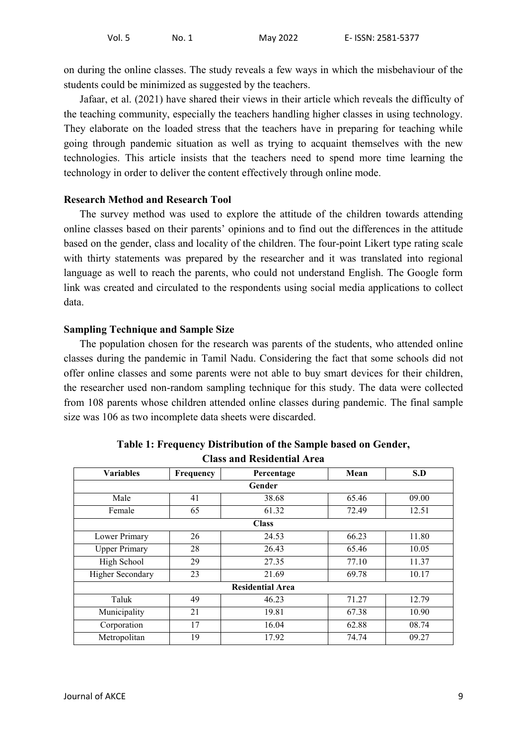on during the online classes. The study reveals a few ways in which the misbehaviour of the students could be minimized as suggested by the teachers.

Jafaar, et al. (2021) have shared their views in their article which reveals the difficulty of the teaching community, especially the teachers handling higher classes in using technology. They elaborate on the loaded stress that the teachers have in preparing for teaching while going through pandemic situation as well as trying to acquaint themselves with the new technologies. This article insists that the teachers need to spend more time learning the technology in order to deliver the content effectively through online mode.

### Research Method and Research Tool

The survey method was used to explore the attitude of the children towards attending online classes based on their parents' opinions and to find out the differences in the attitude based on the gender, class and locality of the children. The four-point Likert type rating scale with thirty statements was prepared by the researcher and it was translated into regional language as well to reach the parents, who could not understand English. The Google form link was created and circulated to the respondents using social media applications to collect data.

### Sampling Technique and Sample Size

The population chosen for the research was parents of the students, who attended online classes during the pandemic in Tamil Nadu. Considering the fact that some schools did not offer online classes and some parents were not able to buy smart devices for their children, the researcher used non-random sampling technique for this study. The data were collected from 108 parents whose children attended online classes during pandemic. The final sample size was 106 as two incomplete data sheets were discarded.

**Table 1: Frequency Distribution of the Sample based on Gender, Class and Residential Area**

| Variables | Frequency | Percentage | Mean | S.D |
|---|---|---|---|---|
| **Gender** | | | | |
| Male | 41 | 38.68 | 65.46 | 09.00 |
| Female | 65 | 61.32 | 72.49 | 12.51 |
| **Class** | | | | |
| Lower Primary | 26 | 24.53 | 66.23 | 11.80 |
| Upper Primary | 28 | 26.43 | 65.46 | 10.05 |
| High School | 29 | 27.35 | 77.10 | 11.37 |
| Higher Secondary | 23 | 21.69 | 69.78 | 10.17 |
| **Residential Area** | | | | |
| Taluk | 49 | 46.23 | 71.27 | 12.79 |
| Municipality | 21 | 19.81 | 67.38 | 10.90 |
| Corporation | 17 | 16.04 | 62.88 | 08.74 |
| Metropolitan | 19 | 17.92 | 74.74 | 09.27 |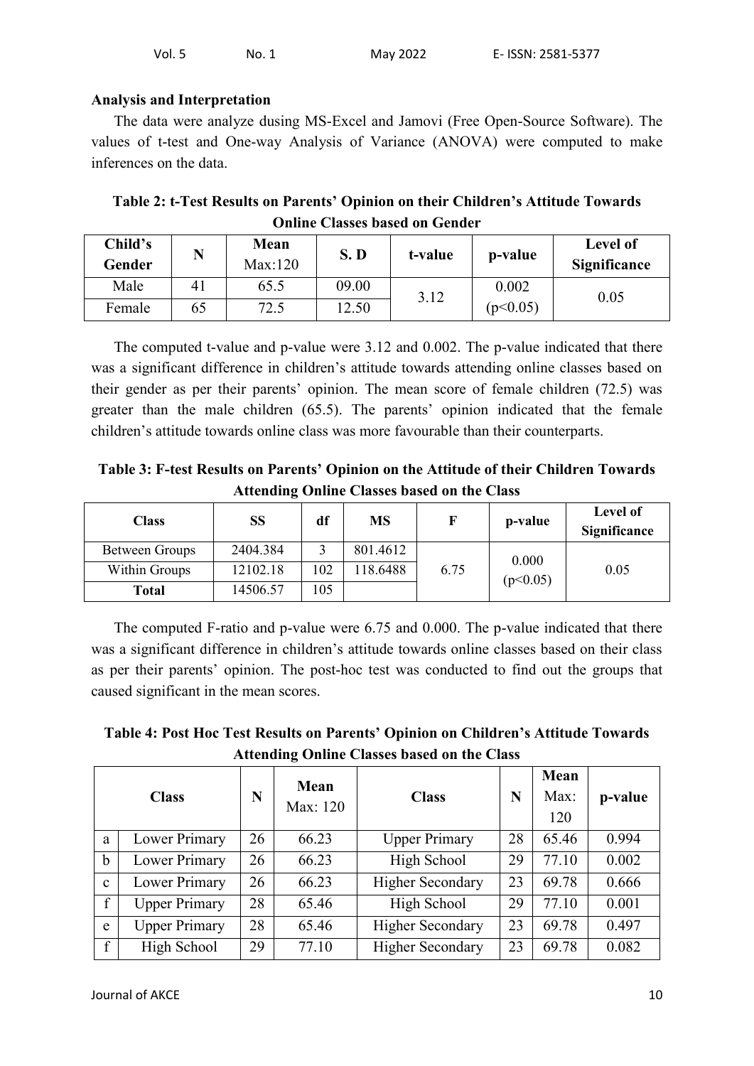### Analysis and Interpretation

The data were analyze dusing MS-Excel and Jamovi (Free Open-Source Software). The values of t-test and One-way Analysis of Variance (ANOVA) were computed to make inferences on the data.

**Table 2: t-Test Results on Parents' Opinion on their Children's Attitude Towards Online Classes based on Gender**

| Child's Gender | N | Mean Max:120 | S. D | t-value | p-value | Level of Significance |
|---|---|---|---|---|---|---|
| Male | 41 | 65.5 | 09.00 | 3.12 | 0.002 ($p<0.05$) | 0.05 |
| Female | 65 | 72.5 | 12.50 | | | |

The computed t-value and p-value were 3.12 and 0.002. The p-value indicated that there was a significant difference in children's attitude towards attending online classes based on their gender as per their parents' opinion. The mean score of female children (72.5) was greater than the male children (65.5). The parents' opinion indicated that the female children's attitude towards online class was more favourable than their counterparts.

**Table 3: F-test Results on Parents' Opinion on the Attitude of their Children Towards Attending Online Classes based on the Class**

| Class | SS | df | MS | F | p-value | Level of Significance |
|---|---|---|---|---|---|---|
| Between Groups | 2404.384 | 3 | 801.4612 | 6.75 | 0.000 ($p<0.05$) | 0.05 |
| Within Groups | 12102.18 | 102 | 118.6488 | | | |
| **Total** | 14506.57 | 105 | | | | |

The computed F-ratio and p-value were 6.75 and 0.000. The p-value indicated that there was a significant difference in children's attitude towards online classes based on their class as per their parents' opinion. The post-hoc test was conducted to find out the groups that caused significant in the mean scores.

**Table 4: Post Hoc Test Results on Parents' Opinion on Children's Attitude Towards Attending Online Classes based on the Class**

| | Class | N | Mean Max: 120 | Class | N | Mean Max: 120 | p-value |
|---|---|---|---|---|---|---|---|
| a | Lower Primary | 26 | 66.23 | Upper Primary | 28 | 65.46 | 0.994 |
| b | Lower Primary | 26 | 66.23 | High School | 29 | 77.10 | 0.002 |
| c | Lower Primary | 26 | 66.23 | Higher Secondary | 23 | 69.78 | 0.666 |
| f | Upper Primary | 28 | 65.46 | High School | 29 | 77.10 | 0.001 |
| e | Upper Primary | 28 | 65.46 | Higher Secondary | 23 | 69.78 | 0.497 |
| f | High School | 29 | 77.10 | Higher Secondary | 23 | 69.78 | 0.082 |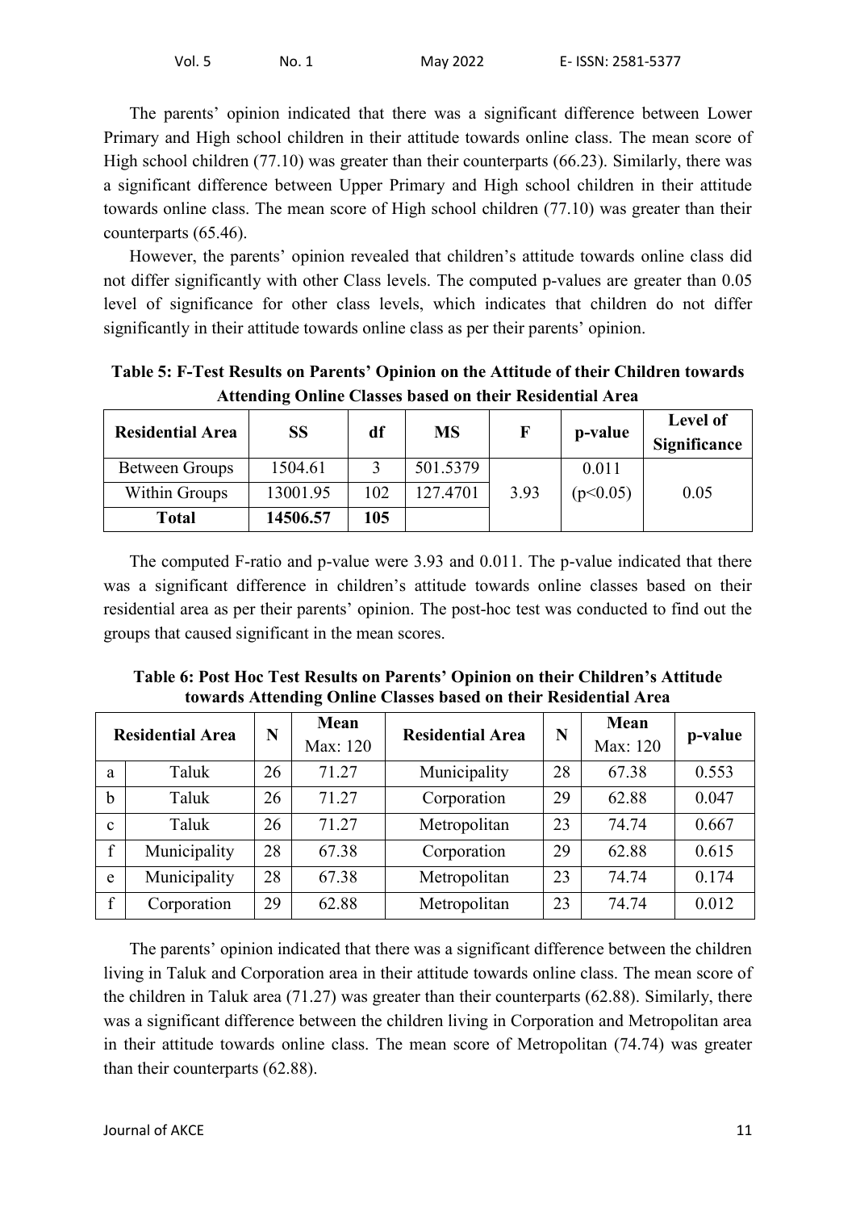The parents' opinion indicated that there was a significant difference between Lower Primary and High school children in their attitude towards online class. The mean score of High school children (77.10) was greater than their counterparts (66.23). Similarly, there was a significant difference between Upper Primary and High school children in their attitude towards online class. The mean score of High school children (77.10) was greater than their counterparts (65.46).

However, the parents' opinion revealed that children's attitude towards online class did not differ significantly with other Class levels. The computed p-values are greater than 0.05 level of significance for other class levels, which indicates that children do not differ significantly in their attitude towards online class as per their parents' opinion.

**Table 5: F-Test Results on Parents' Opinion on the Attitude of their Children towards Attending Online Classes based on their Residential Area**

| Residential Area | SS | df | MS | F | p-value | Level of Significance |
|---|---|---|---|---|---|---|
| Between Groups | 1504.61 | 3 | 501.5379 | 3.93 | 0.011 ($p<0.05$) | 0.05 |
| Within Groups | 13001.95 | 102 | 127.4701 | | | |
| **Total** | **14506.57** | **105** | | | | |

The computed F-ratio and p-value were 3.93 and 0.011. The p-value indicated that there was a significant difference in children's attitude towards online classes based on their residential area as per their parents' opinion. The post-hoc test was conducted to find out the groups that caused significant in the mean scores.

**Table 6: Post Hoc Test Results on Parents' Opinion on their Children's Attitude towards Attending Online Classes based on their Residential Area**

| | Residential Area | N | Mean Max: 120 | Residential Area | N | Mean Max: 120 | p-value |
|---|---|---|---|---|---|---|---|
| a | Taluk | 26 | 71.27 | Municipality | 28 | 67.38 | 0.553 |
| b | Taluk | 26 | 71.27 | Corporation | 29 | 62.88 | 0.047 |
| c | Taluk | 26 | 71.27 | Metropolitan | 23 | 74.74 | 0.667 |
| f | Municipality | 28 | 67.38 | Corporation | 29 | 62.88 | 0.615 |
| e | Municipality | 28 | 67.38 | Metropolitan | 23 | 74.74 | 0.174 |
| f | Corporation | 29 | 62.88 | Metropolitan | 23 | 74.74 | 0.012 |

The parents' opinion indicated that there was a significant difference between the children living in Taluk and Corporation area in their attitude towards online class. The mean score of the children in Taluk area (71.27) was greater than their counterparts (62.88). Similarly, there was a significant difference between the children living in Corporation and Metropolitan area in their attitude towards online class. The mean score of Metropolitan (74.74) was greater than their counterparts (62.88).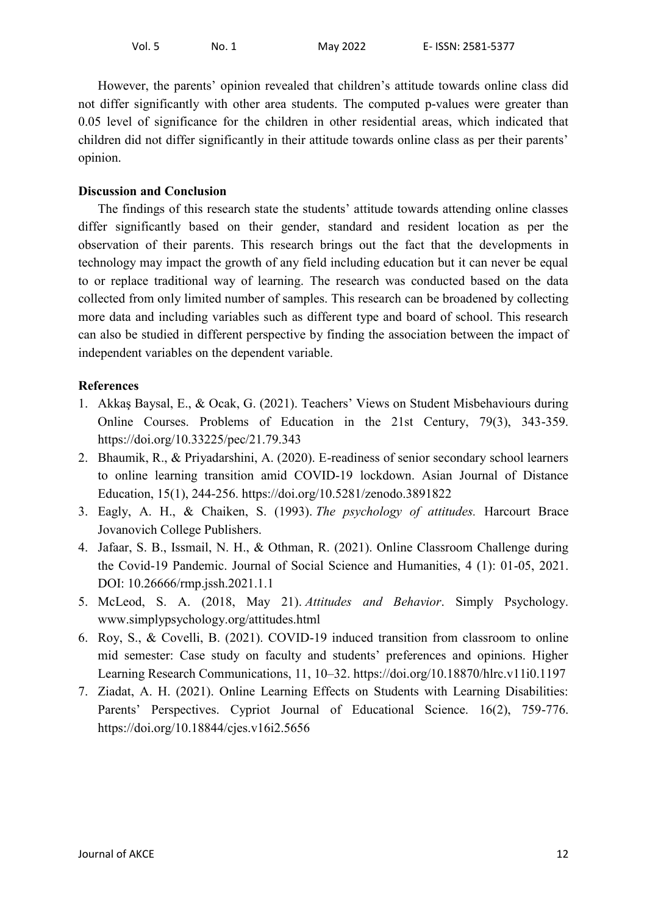However, the parents' opinion revealed that children's attitude towards online class did not differ significantly with other area students. The computed p-values were greater than 0.05 level of significance for the children in other residential areas, which indicated that children did not differ significantly in their attitude towards online class as per their parents' opinion.

**Discussion and Conclusion**

The findings of this research state the students' attitude towards attending online classes differ significantly based on their gender, standard and resident location as per the observation of their parents. This research brings out the fact that the developments in technology may impact the growth of any field including education but it can never be equal to or replace traditional way of learning. The research was conducted based on the data collected from only limited number of samples. This research can be broadened by collecting more data and including variables such as different type and board of school. This research can also be studied in different perspective by finding the association between the impact of independent variables on the dependent variable.

**References**

1. Akkaş Baysal, E., & Ocak, G. (2021). Teachers' Views on Student Misbehaviours during Online Courses. Problems of Education in the 21st Century, 79(3), 343-359. https://doi.org/10.33225/pec/21.79.343
2. Bhaumik, R., & Priyadarshini, A. (2020). E-readiness of senior secondary school learners to online learning transition amid COVID-19 lockdown. Asian Journal of Distance Education, 15(1), 244-256. https://doi.org/10.5281/zenodo.3891822
3. Eagly, A. H., & Chaiken, S. (1993). *The psychology of attitudes.* Harcourt Brace Jovanovich College Publishers.
4. Jafaar, S. B., Issmail, N. H., & Othman, R. (2021). Online Classroom Challenge during the Covid-19 Pandemic. Journal of Social Science and Humanities, 4 (1): 01-05, 2021. DOI: 10.26666/rmp.jssh.2021.1.1
5. McLeod, S. A. (2018, May 21). *Attitudes and Behavior*. Simply Psychology. www.simplypsychology.org/attitudes.html
6. Roy, S., & Covelli, B. (2021). COVID-19 induced transition from classroom to online mid semester: Case study on faculty and students' preferences and opinions. Higher Learning Research Communications, 11, 10–32. https://doi.org/10.18870/hlrc.v11i0.1197
7. Ziadat, A. H. (2021). Online Learning Effects on Students with Learning Disabilities: Parents' Perspectives. Cypriot Journal of Educational Science. 16(2), 759-776. https://doi.org/10.18844/cjes.v16i2.5656